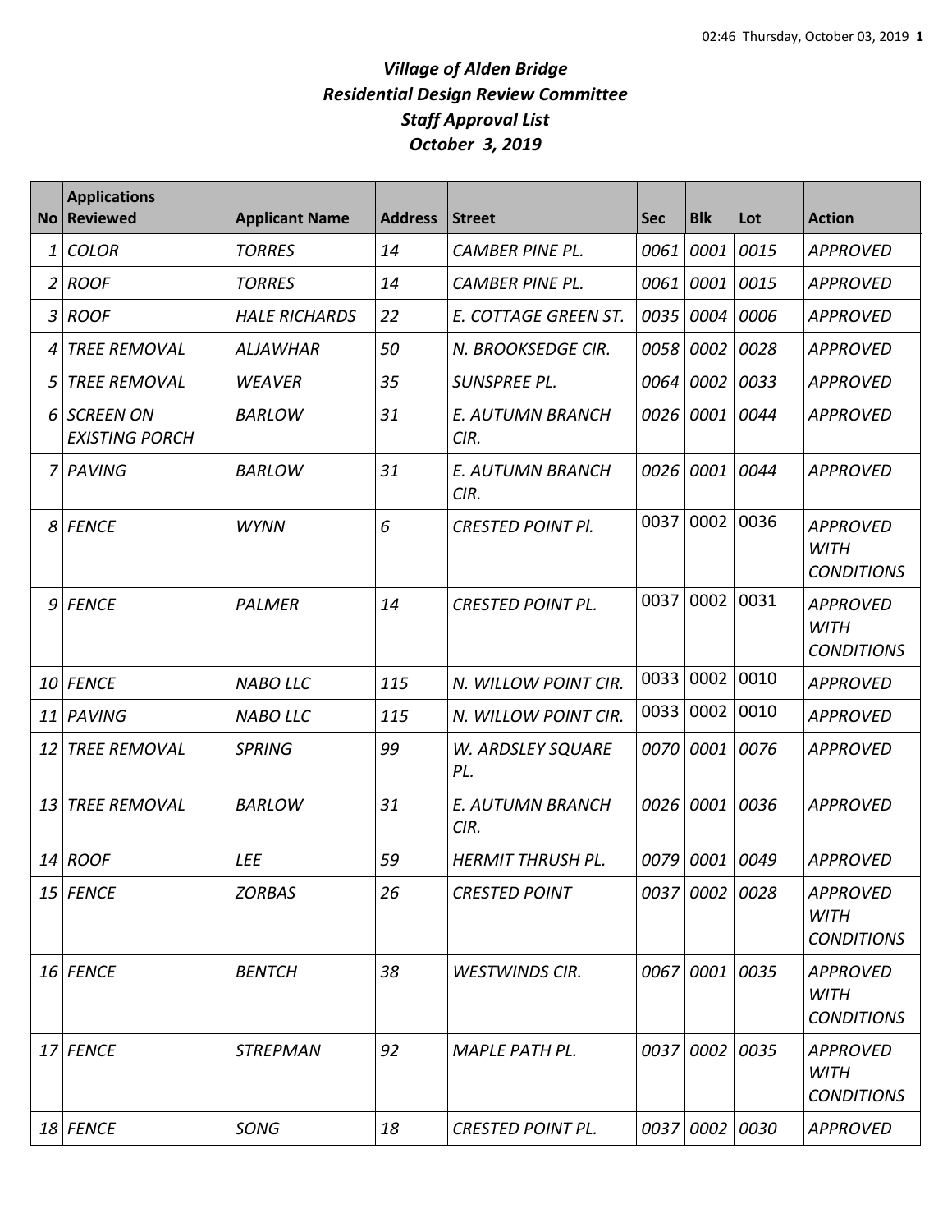# *Village of Alden Bridge*
## *Residential Design Review Committee*
## *Staff Approval List*
## *October 3, 2019*

| No | Applications Reviewed | Applicant Name | Address | Street | Sec | Blk | Lot | Action |
|---|---|---|---|---|---|---|---|---|
| 1 | COLOR | TORRES | 14 | CAMBER PINE PL. | 0061 | 0001 | 0015 | APPROVED |
| 2 | ROOF | TORRES | 14 | CAMBER PINE PL. | 0061 | 0001 | 0015 | APPROVED |
| 3 | ROOF | HALE RICHARDS | 22 | E. COTTAGE GREEN ST. | 0035 | 0004 | 0006 | APPROVED |
| 4 | TREE REMOVAL | ALJAWHAR | 50 | N. BROOKSEDGE CIR. | 0058 | 0002 | 0028 | APPROVED |
| 5 | TREE REMOVAL | WEAVER | 35 | SUNSPREE PL. | 0064 | 0002 | 0033 | APPROVED |
| 6 | SCREEN ON EXISTING PORCH | BARLOW | 31 | E. AUTUMN BRANCH CIR. | 0026 | 0001 | 0044 | APPROVED |
| 7 | PAVING | BARLOW | 31 | E. AUTUMN BRANCH CIR. | 0026 | 0001 | 0044 | APPROVED |
| 8 | FENCE | WYNN | 6 | CRESTED POINT Pl. | 0037 | 0002 | 0036 | APPROVED WITH CONDITIONS |
| 9 | FENCE | PALMER | 14 | CRESTED POINT PL. | 0037 | 0002 | 0031 | APPROVED WITH CONDITIONS |
| 10 | FENCE | NABO LLC | 115 | N. WILLOW POINT CIR. | 0033 | 0002 | 0010 | APPROVED |
| 11 | PAVING | NABO LLC | 115 | N. WILLOW POINT CIR. | 0033 | 0002 | 0010 | APPROVED |
| 12 | TREE REMOVAL | SPRING | 99 | W. ARDSLEY SQUARE PL. | 0070 | 0001 | 0076 | APPROVED |
| 13 | TREE REMOVAL | BARLOW | 31 | E. AUTUMN BRANCH CIR. | 0026 | 0001 | 0036 | APPROVED |
| 14 | ROOF | LEE | 59 | HERMIT THRUSH PL. | 0079 | 0001 | 0049 | APPROVED |
| 15 | FENCE | ZORBAS | 26 | CRESTED POINT | 0037 | 0002 | 0028 | APPROVED WITH CONDITIONS |
| 16 | FENCE | BENTCH | 38 | WESTWINDS CIR. | 0067 | 0001 | 0035 | APPROVED WITH CONDITIONS |
| 17 | FENCE | STREPMAN | 92 | MAPLE PATH PL. | 0037 | 0002 | 0035 | APPROVED WITH CONDITIONS |
| 18 | FENCE | SONG | 18 | CRESTED POINT PL. | 0037 | 0002 | 0030 | APPROVED |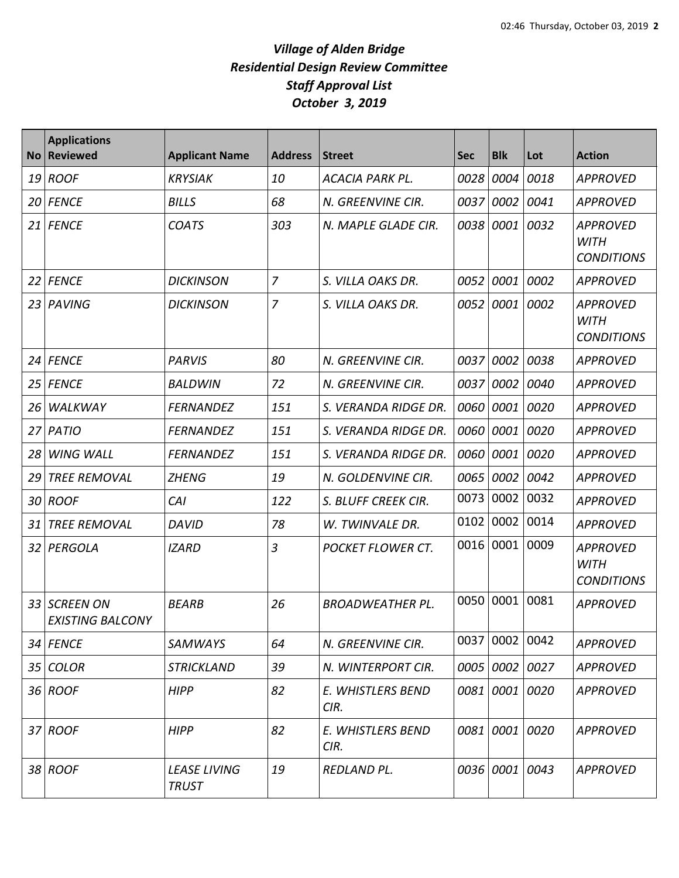# *Village of Alden Bridge*
# *Residential Design Review Committee*
# *Staff Approval List*
# *October 3, 2019*

| No | Applications Reviewed | Applicant Name | Address | Street | Sec | Blk | Lot | Action |
|---|---|---|---|---|---|---|---|---|
| 19 | ROOF | KRYSIAK | 10 | ACACIA PARK PL. | 0028 | 0004 | 0018 | APPROVED |
| 20 | FENCE | BILLS | 68 | N. GREENVINE CIR. | 0037 | 0002 | 0041 | APPROVED |
| 21 | FENCE | COATS | 303 | N. MAPLE GLADE CIR. | 0038 | 0001 | 0032 | APPROVED WITH CONDITIONS |
| 22 | FENCE | DICKINSON | 7 | S. VILLA OAKS DR. | 0052 | 0001 | 0002 | APPROVED |
| 23 | PAVING | DICKINSON | 7 | S. VILLA OAKS DR. | 0052 | 0001 | 0002 | APPROVED WITH CONDITIONS |
| 24 | FENCE | PARVIS | 80 | N. GREENVINE CIR. | 0037 | 0002 | 0038 | APPROVED |
| 25 | FENCE | BALDWIN | 72 | N. GREENVINE CIR. | 0037 | 0002 | 0040 | APPROVED |
| 26 | WALKWAY | FERNANDEZ | 151 | S. VERANDA RIDGE DR. | 0060 | 0001 | 0020 | APPROVED |
| 27 | PATIO | FERNANDEZ | 151 | S. VERANDA RIDGE DR. | 0060 | 0001 | 0020 | APPROVED |
| 28 | WING WALL | FERNANDEZ | 151 | S. VERANDA RIDGE DR. | 0060 | 0001 | 0020 | APPROVED |
| 29 | TREE REMOVAL | ZHENG | 19 | N. GOLDENVINE CIR. | 0065 | 0002 | 0042 | APPROVED |
| 30 | ROOF | CAI | 122 | S. BLUFF CREEK CIR. | 0073 | 0002 | 0032 | APPROVED |
| 31 | TREE REMOVAL | DAVID | 78 | W. TWINVALE DR. | 0102 | 0002 | 0014 | APPROVED |
| 32 | PERGOLA | IZARD | 3 | POCKET FLOWER CT. | 0016 | 0001 | 0009 | APPROVED WITH CONDITIONS |
| 33 | SCREEN ON EXISTING BALCONY | BEARB | 26 | BROADWEATHER PL. | 0050 | 0001 | 0081 | APPROVED |
| 34 | FENCE | SAMWAYS | 64 | N. GREENVINE CIR. | 0037 | 0002 | 0042 | APPROVED |
| 35 | COLOR | STRICKLAND | 39 | N. WINTERPORT CIR. | 0005 | 0002 | 0027 | APPROVED |
| 36 | ROOF | HIPP | 82 | E. WHISTLERS BEND CIR. | 0081 | 0001 | 0020 | APPROVED |
| 37 | ROOF | HIPP | 82 | E. WHISTLERS BEND CIR. | 0081 | 0001 | 0020 | APPROVED |
| 38 | ROOF | LEASE LIVING TRUST | 19 | REDLAND PL. | 0036 | 0001 | 0043 | APPROVED |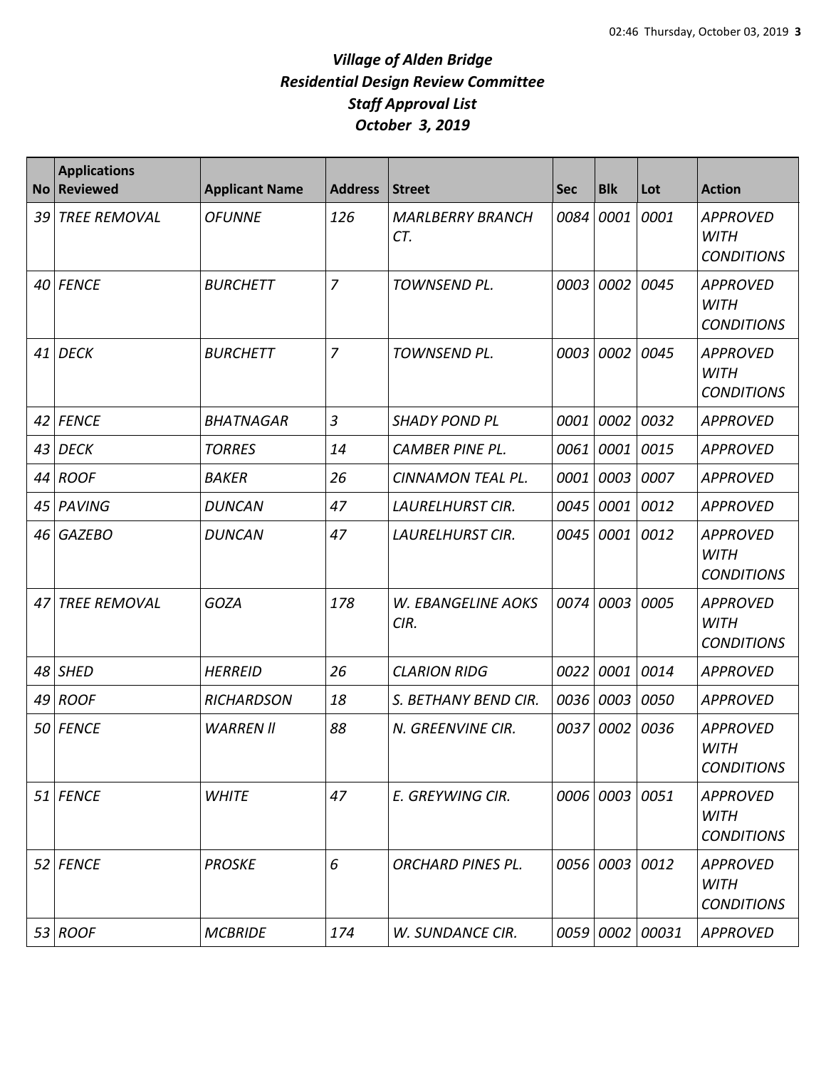# *Village of Alden Bridge*
## *Residential Design Review Committee*
## *Staff Approval List*
## *October 3, 2019*

| No | Applications Reviewed | Applicant Name | Address | Street | Sec | Blk | Lot | Action |
|---|---|---|---|---|---|---|---|---|
| 39 | TREE REMOVAL | OFUNNE | 126 | MARLBERRY BRANCH CT. | 0084 | 0001 | 0001 | APPROVED WITH CONDITIONS |
| 40 | FENCE | BURCHETT | 7 | TOWNSEND PL. | 0003 | 0002 | 0045 | APPROVED WITH CONDITIONS |
| 41 | DECK | BURCHETT | 7 | TOWNSEND PL. | 0003 | 0002 | 0045 | APPROVED WITH CONDITIONS |
| 42 | FENCE | BHATNAGAR | 3 | SHADY POND PL | 0001 | 0002 | 0032 | APPROVED |
| 43 | DECK | TORRES | 14 | CAMBER PINE PL. | 0061 | 0001 | 0015 | APPROVED |
| 44 | ROOF | BAKER | 26 | CINNAMON TEAL PL. | 0001 | 0003 | 0007 | APPROVED |
| 45 | PAVING | DUNCAN | 47 | LAURELHURST CIR. | 0045 | 0001 | 0012 | APPROVED |
| 46 | GAZEBO | DUNCAN | 47 | LAURELHURST CIR. | 0045 | 0001 | 0012 | APPROVED WITH CONDITIONS |
| 47 | TREE REMOVAL | GOZA | 178 | W. EBANGELINE AOKS CIR. | 0074 | 0003 | 0005 | APPROVED WITH CONDITIONS |
| 48 | SHED | HERREID | 26 | CLARION RIDG | 0022 | 0001 | 0014 | APPROVED |
| 49 | ROOF | RICHARDSON | 18 | S. BETHANY BEND CIR. | 0036 | 0003 | 0050 | APPROVED |
| 50 | FENCE | WARREN ll | 88 | N. GREENVINE CIR. | 0037 | 0002 | 0036 | APPROVED WITH CONDITIONS |
| 51 | FENCE | WHITE | 47 | E. GREYWING CIR. | 0006 | 0003 | 0051 | APPROVED WITH CONDITIONS |
| 52 | FENCE | PROSKE | 6 | ORCHARD PINES PL. | 0056 | 0003 | 0012 | APPROVED WITH CONDITIONS |
| 53 | ROOF | MCBRIDE | 174 | W. SUNDANCE CIR. | 0059 | 0002 | 00031 | APPROVED |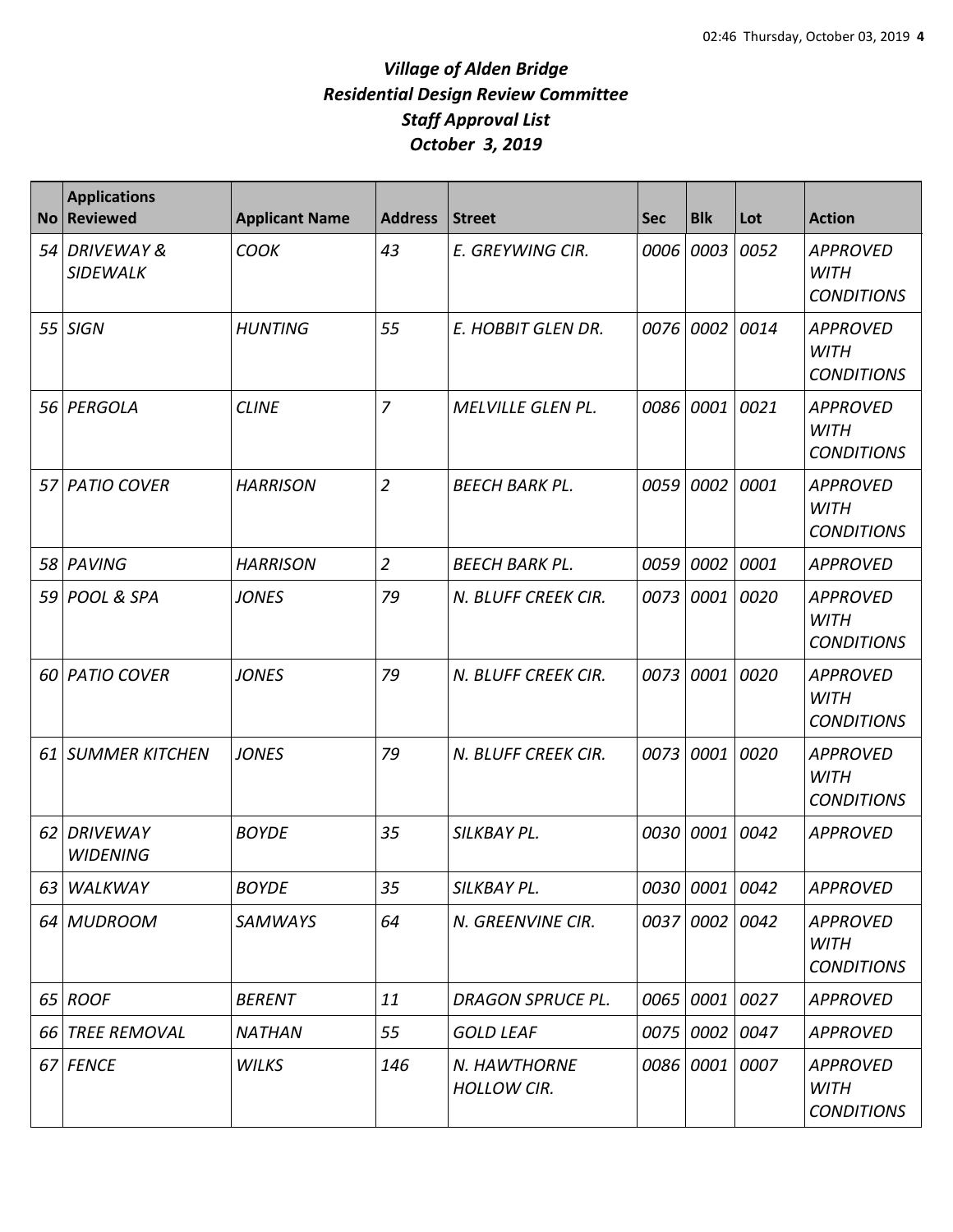# *Village of Alden Bridge*
## *Residential Design Review Committee*
## *Staff Approval List*
## *October 3, 2019*

| No | Applications Reviewed | Applicant Name | Address | Street | Sec | Blk | Lot | Action |
|---|---|---|---|---|---|---|---|---|
| *54* | *DRIVEWAY & SIDEWALK* | *COOK* | *43* | *E. GREYWING CIR.* | *0006* | *0003* | *0052* | *APPROVED WITH CONDITIONS* |
| *55* | *SIGN* | *HUNTING* | *55* | *E. HOBBIT GLEN DR.* | *0076* | *0002* | *0014* | *APPROVED WITH CONDITIONS* |
| *56* | *PERGOLA* | *CLINE* | *7* | *MELVILLE GLEN PL.* | *0086* | *0001* | *0021* | *APPROVED WITH CONDITIONS* |
| *57* | *PATIO COVER* | *HARRISON* | *2* | *BEECH BARK PL.* | *0059* | *0002* | *0001* | *APPROVED WITH CONDITIONS* |
| *58* | *PAVING* | *HARRISON* | *2* | *BEECH BARK PL.* | *0059* | *0002* | *0001* | *APPROVED* |
| *59* | *POOL & SPA* | *JONES* | *79* | *N. BLUFF CREEK CIR.* | *0073* | *0001* | *0020* | *APPROVED WITH CONDITIONS* |
| *60* | *PATIO COVER* | *JONES* | *79* | *N. BLUFF CREEK CIR.* | *0073* | *0001* | *0020* | *APPROVED WITH CONDITIONS* |
| *61* | *SUMMER KITCHEN* | *JONES* | *79* | *N. BLUFF CREEK CIR.* | *0073* | *0001* | *0020* | *APPROVED WITH CONDITIONS* |
| *62* | *DRIVEWAY WIDENING* | *BOYDE* | *35* | *SILKBAY PL.* | *0030* | *0001* | *0042* | *APPROVED* |
| *63* | *WALKWAY* | *BOYDE* | *35* | *SILKBAY PL.* | *0030* | *0001* | *0042* | *APPROVED* |
| *64* | *MUDROOM* | *SAMWAYS* | *64* | *N. GREENVINE CIR.* | *0037* | *0002* | *0042* | *APPROVED WITH CONDITIONS* |
| *65* | *ROOF* | *BERENT* | *11* | *DRAGON SPRUCE PL.* | *0065* | *0001* | *0027* | *APPROVED* |
| *66* | *TREE REMOVAL* | *NATHAN* | *55* | *GOLD LEAF* | *0075* | *0002* | *0047* | *APPROVED* |
| *67* | *FENCE* | *WILKS* | *146* | *N. HAWTHORNE HOLLOW CIR.* | *0086* | *0001* | *0007* | *APPROVED WITH CONDITIONS* |